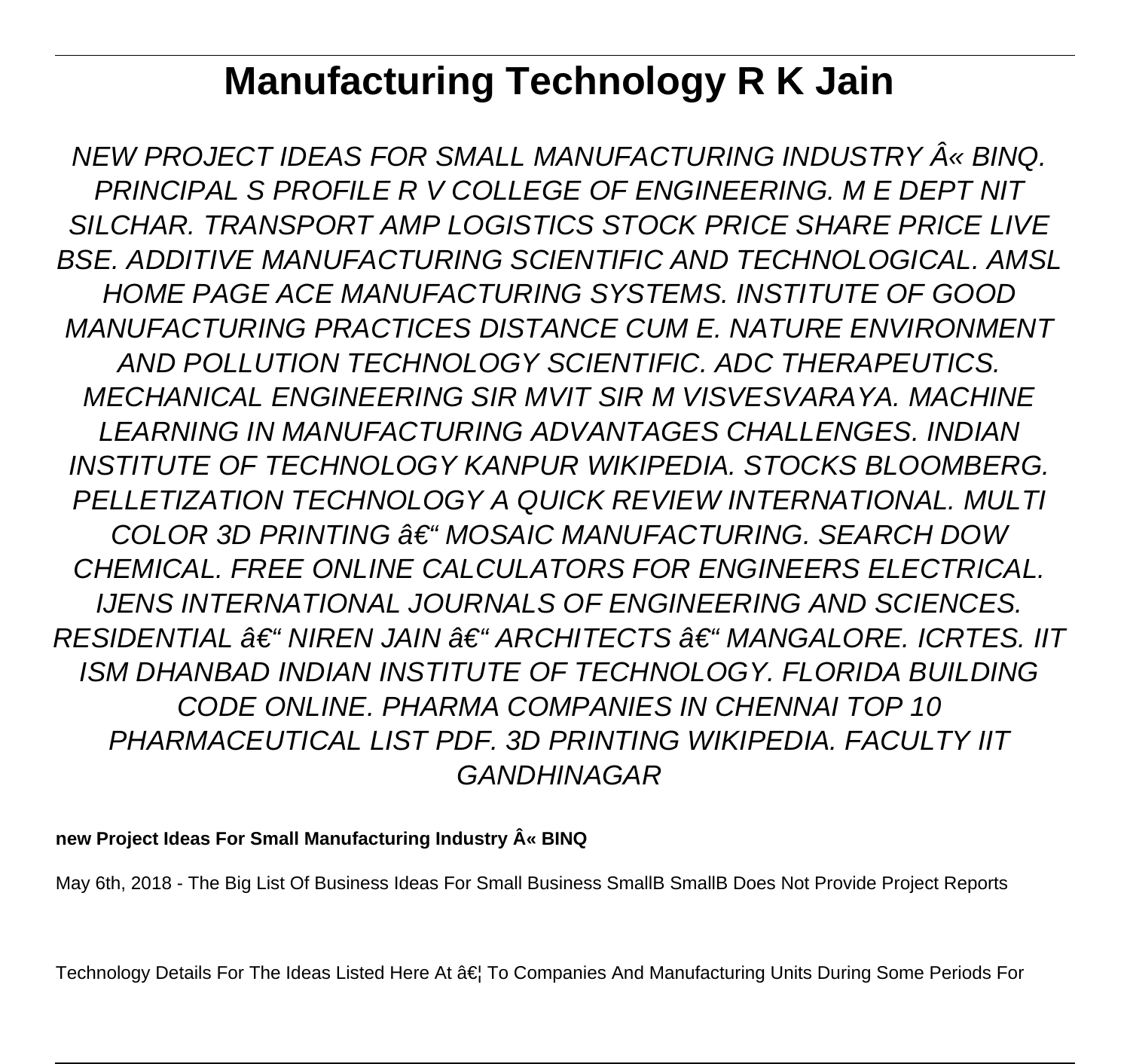# Manufacturing Technology R K Jain

*NEW PROJECT IDEAS FOR SMALL MANUFACTURING INDUSTRY Â« BINQ. PRINCIPAL S PROFILE R V COLLEGE OF ENGINEERING. M E DEPT NIT SILCHAR. TRANSPORT AMP LOGISTICS STOCK PRICE SHARE PRICE LIVE BSE. ADDITIVE MANUFACTURING SCIENTIFIC AND TECHNOLOGICAL. AMSL HOME PAGE ACE MANUFACTURING SYSTEMS. INSTITUTE OF GOOD MANUFACTURING PRACTICES DISTANCE CUM E. NATURE ENVIRONMENT AND POLLUTION TECHNOLOGY SCIENTIFIC. ADC THERAPEUTICS. MECHANICAL ENGINEERING SIR MVIT SIR M VISVESVARAYA. MACHINE LEARNING IN MANUFACTURING ADVANTAGES CHALLENGES. INDIAN INSTITUTE OF TECHNOLOGY KANPUR WIKIPEDIA. STOCKS BLOOMBERG. PELLETIZATION TECHNOLOGY A QUICK REVIEW INTERNATIONAL. MULTI COLOR 3D PRINTING â€“ MOSAIC MANUFACTURING. SEARCH DOW CHEMICAL. FREE ONLINE CALCULATORS FOR ENGINEERS ELECTRICAL. IJENS INTERNATIONAL JOURNALS OF ENGINEERING AND SCIENCES. RESIDENTIAL â€“ NIREN JAIN â€“ ARCHITECTS â€“ MANGALORE. ICRTES. IIT ISM DHANBAD INDIAN INSTITUTE OF TECHNOLOGY. FLORIDA BUILDING CODE ONLINE. PHARMA COMPANIES IN CHENNAI TOP 10 PHARMACEUTICAL LIST PDF. 3D PRINTING WIKIPEDIA. FACULTY IIT GANDHINAGAR*

**new Project Ideas For Small Manufacturing Industry Â« BINQ**

May 6th, 2018 - The Big List Of Business Ideas For Small Business SmallB SmallB Does Not Provide Project Reports

Technology Details For The Ideas Listed Here At â€¦ To Companies And Manufacturing Units During Some Periods For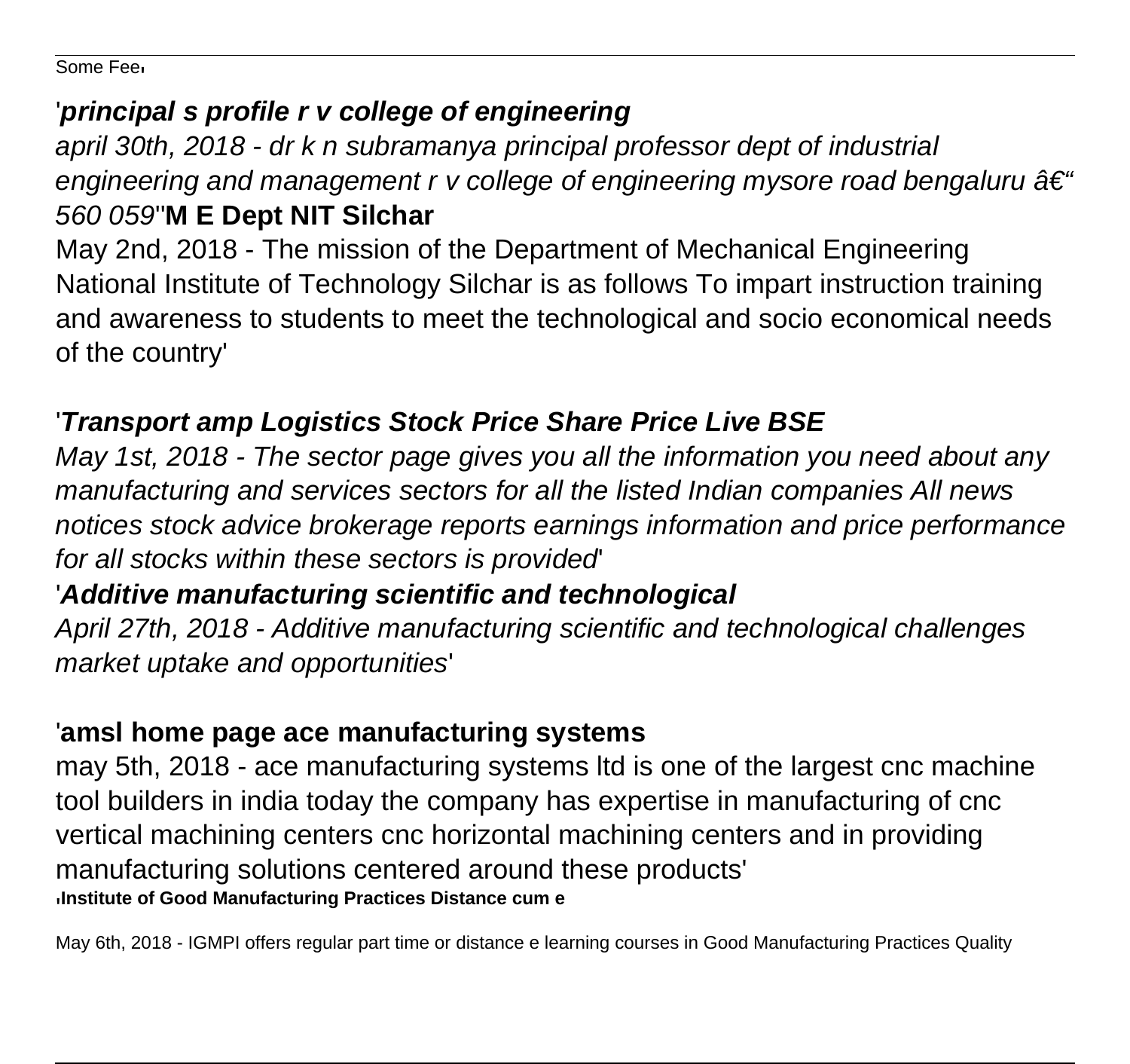Some Fee'

'***principal s profile r v college of engineering***

*april 30th, 2018 - dr k n subramanya principal professor dept of industrial engineering and management r v college of engineering mysore road bengaluru â€“ 560 059*''**M E Dept NIT Silchar**

May 2nd, 2018 - The mission of the Department of Mechanical Engineering National Institute of Technology Silchar is as follows To impart instruction training and awareness to students to meet the technological and socio economical needs of the country'

'***Transport amp Logistics Stock Price Share Price Live BSE***

*May 1st, 2018 - The sector page gives you all the information you need about any manufacturing and services sectors for all the listed Indian companies All news notices stock advice brokerage reports earnings information and price performance for all stocks within these sectors is provided*'

'***Additive manufacturing scientific and technological***

*April 27th, 2018 - Additive manufacturing scientific and technological challenges market uptake and opportunities*'

'**amsl home page ace manufacturing systems**

may 5th, 2018 - ace manufacturing systems ltd is one of the largest cnc machine tool builders in india today the company has expertise in manufacturing of cnc vertical machining centers cnc horizontal machining centers and in providing manufacturing solutions centered around these products'

'**Institute of Good Manufacturing Practices Distance cum e**

May 6th, 2018 - IGMPI offers regular part time or distance e learning courses in Good Manufacturing Practices Quality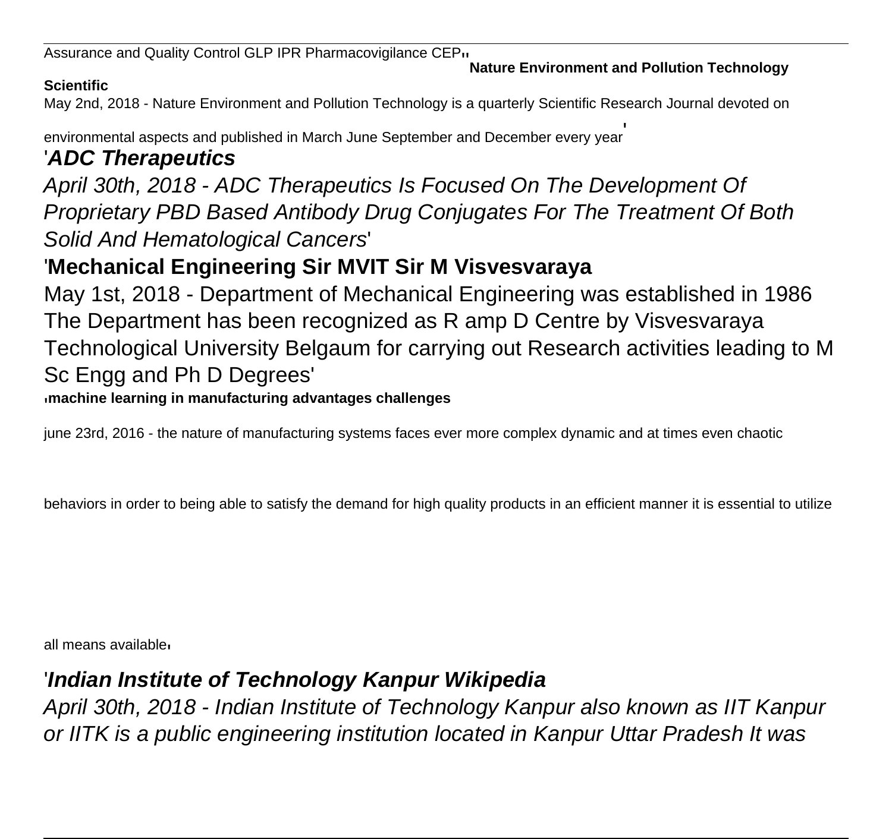Assurance and Quality Control GLP IPR Pharmacovigilance CEP''

**Nature Environment and Pollution Technology Scientific**

May 2nd, 2018 - Nature Environment and Pollution Technology is a quarterly Scientific Research Journal devoted on environmental aspects and published in March June September and December every year'

'***ADC Therapeutics***

*April 30th, 2018 - ADC Therapeutics Is Focused On The Development Of Proprietary PBD Based Antibody Drug Conjugates For The Treatment Of Both Solid And Hematological Cancers*'

'**Mechanical Engineering Sir MVIT Sir M Visvesvaraya**

May 1st, 2018 - Department of Mechanical Engineering was established in 1986 The Department has been recognized as R amp D Centre by Visvesvaraya Technological University Belgaum for carrying out Research activities leading to M Sc Engg and Ph D Degrees'

,**machine learning in manufacturing advantages challenges**

june 23rd, 2016 - the nature of manufacturing systems faces ever more complex dynamic and at times even chaotic behaviors in order to being able to satisfy the demand for high quality products in an efficient manner it is essential to utilize all means available,

'***Indian Institute of Technology Kanpur Wikipedia***

*April 30th, 2018 - Indian Institute of Technology Kanpur also known as IIT Kanpur or IITK is a public engineering institution located in Kanpur Uttar Pradesh It was*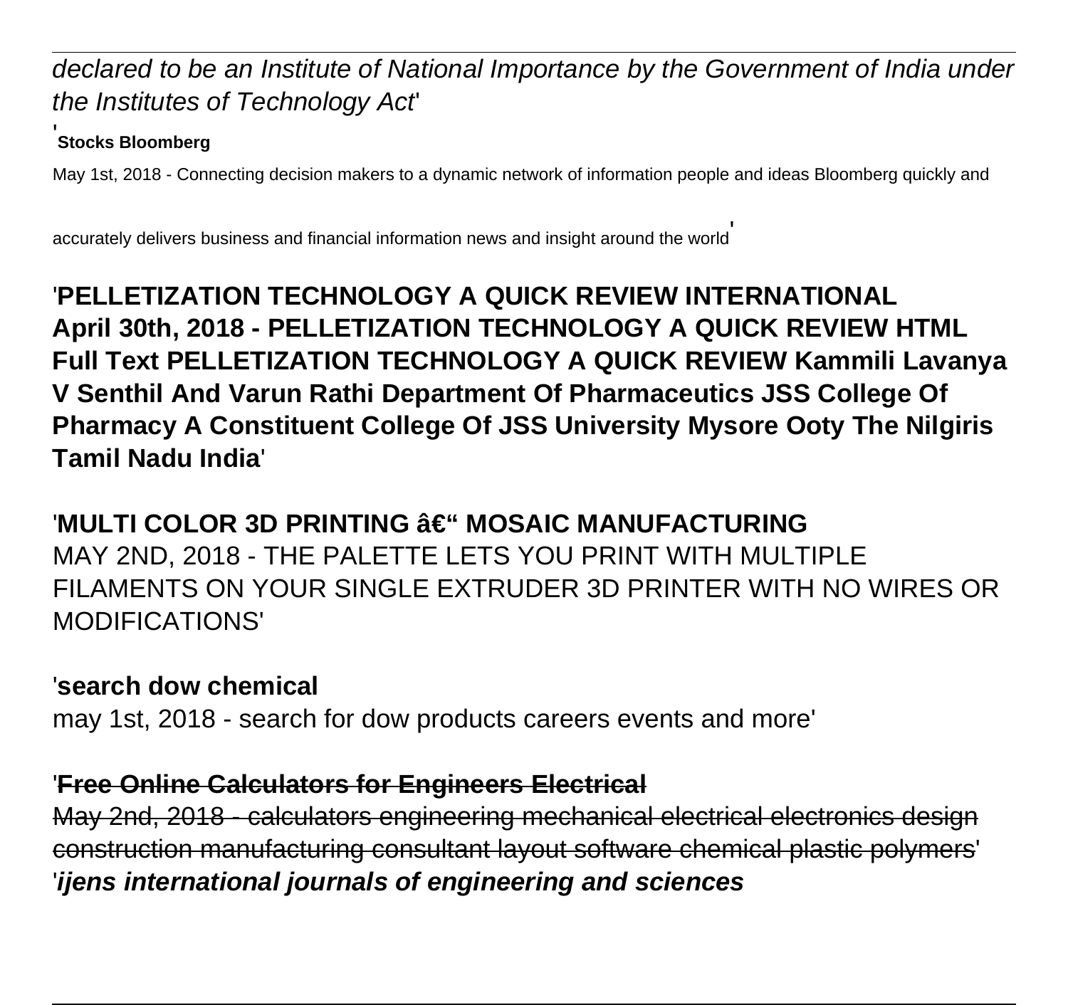*declared to be an Institute of National Importance by the Government of India under the Institutes of Technology Act*'

'**Stocks Bloomberg**

May 1st, 2018 - Connecting decision makers to a dynamic network of information people and ideas Bloomberg quickly and accurately delivers business and financial information news and insight around the world'

'**PELLETIZATION TECHNOLOGY A QUICK REVIEW INTERNATIONAL April 30th, 2018 - PELLETIZATION TECHNOLOGY A QUICK REVIEW HTML Full Text PELLETIZATION TECHNOLOGY A QUICK REVIEW Kammili Lavanya V Senthil And Varun Rathi Department Of Pharmaceutics JSS College Of Pharmacy A Constituent College Of JSS University Mysore Ooty The Nilgiris Tamil Nadu India**'

'**MULTI COLOR 3D PRINTING â€“ MOSAIC MANUFACTURING**
MAY 2ND, 2018 - THE PALETTE LETS YOU PRINT WITH MULTIPLE FILAMENTS ON YOUR SINGLE EXTRUDER 3D PRINTER WITH NO WIRES OR MODIFICATIONS'

'**search dow chemical**
may 1st, 2018 - search for dow products careers events and more'

'~~**Free Online Calculators for Engineers Electrical**~~
~~May 2nd, 2018 - calculators engineering mechanical electrical electronics design construction manufacturing consultant layout software chemical plastic polymers~~'
'***ijens international journals of engineering and sciences***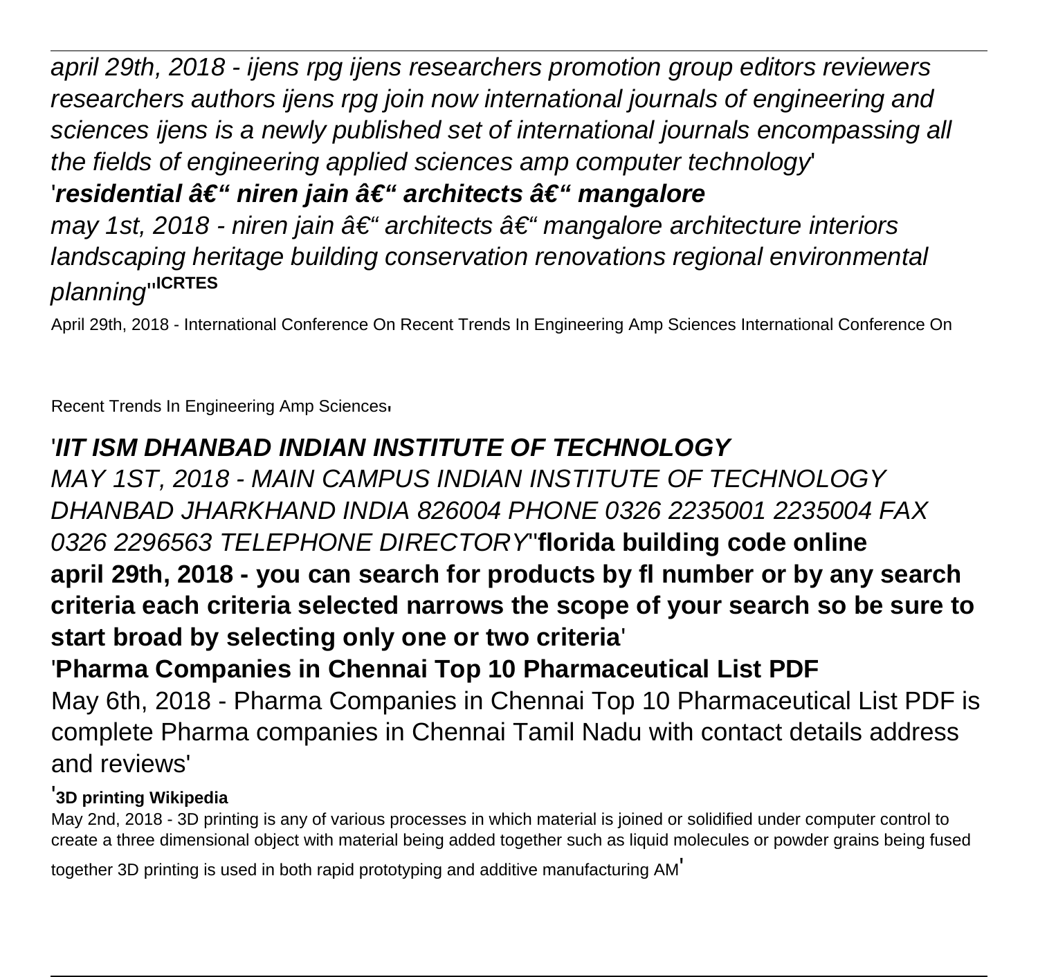*april 29th, 2018 - ijens rpg ijens researchers promotion group editors reviewers researchers authors ijens rpg join now international journals of engineering and sciences ijens is a newly published set of international journals encompassing all the fields of engineering applied sciences amp computer technology*'

'***residential â€“ niren jain â€“ architects â€“ mangalore***

*may 1st, 2018 - niren jain â€“ architects â€“ mangalore architecture interiors landscaping heritage building conservation renovations regional environmental planning*''**ICRTES**

April 29th, 2018 - International Conference On Recent Trends In Engineering Amp Sciences International Conference On Recent Trends In Engineering Amp Sciences'

'***IIT ISM DHANBAD INDIAN INSTITUTE OF TECHNOLOGY***

*MAY 1ST, 2018 - MAIN CAMPUS INDIAN INSTITUTE OF TECHNOLOGY DHANBAD JHARKHAND INDIA 826004 PHONE 0326 2235001 2235004 FAX 0326 2296563 TELEPHONE DIRECTORY*''**florida building code online**

**april 29th, 2018 - you can search for products by fl number or by any search criteria each criteria selected narrows the scope of your search so be sure to start broad by selecting only one or two criteria**'

'**Pharma Companies in Chennai Top 10 Pharmaceutical List PDF**

May 6th, 2018 - Pharma Companies in Chennai Top 10 Pharmaceutical List PDF is complete Pharma companies in Chennai Tamil Nadu with contact details address and reviews'

'**3D printing Wikipedia**

May 2nd, 2018 - 3D printing is any of various processes in which material is joined or solidified under computer control to create a three dimensional object with material being added together such as liquid molecules or powder grains being fused together 3D printing is used in both rapid prototyping and additive manufacturing AM'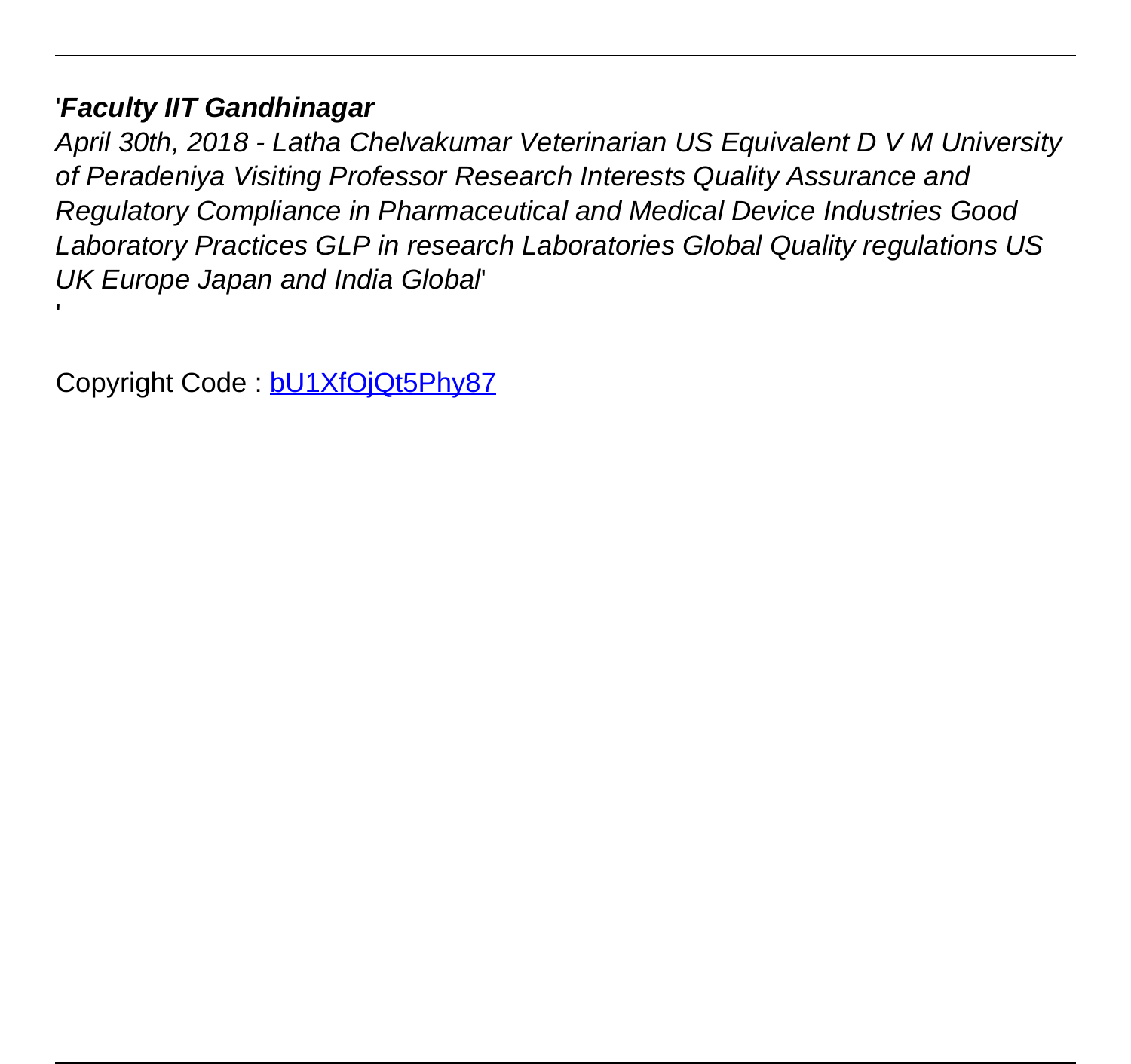'**_Faculty IIT Gandhinagar_**
*April 30th, 2018 - Latha Chelvakumar Veterinarian US Equivalent D V M University of Peradeniya Visiting Professor Research Interests Quality Assurance and Regulatory Compliance in Pharmaceutical and Medical Device Industries Good Laboratory Practices GLP in research Laboratories Global Quality regulations US UK Europe Japan and India Global*'
'

Copyright Code : [bU1XfOjQt5Phy87]